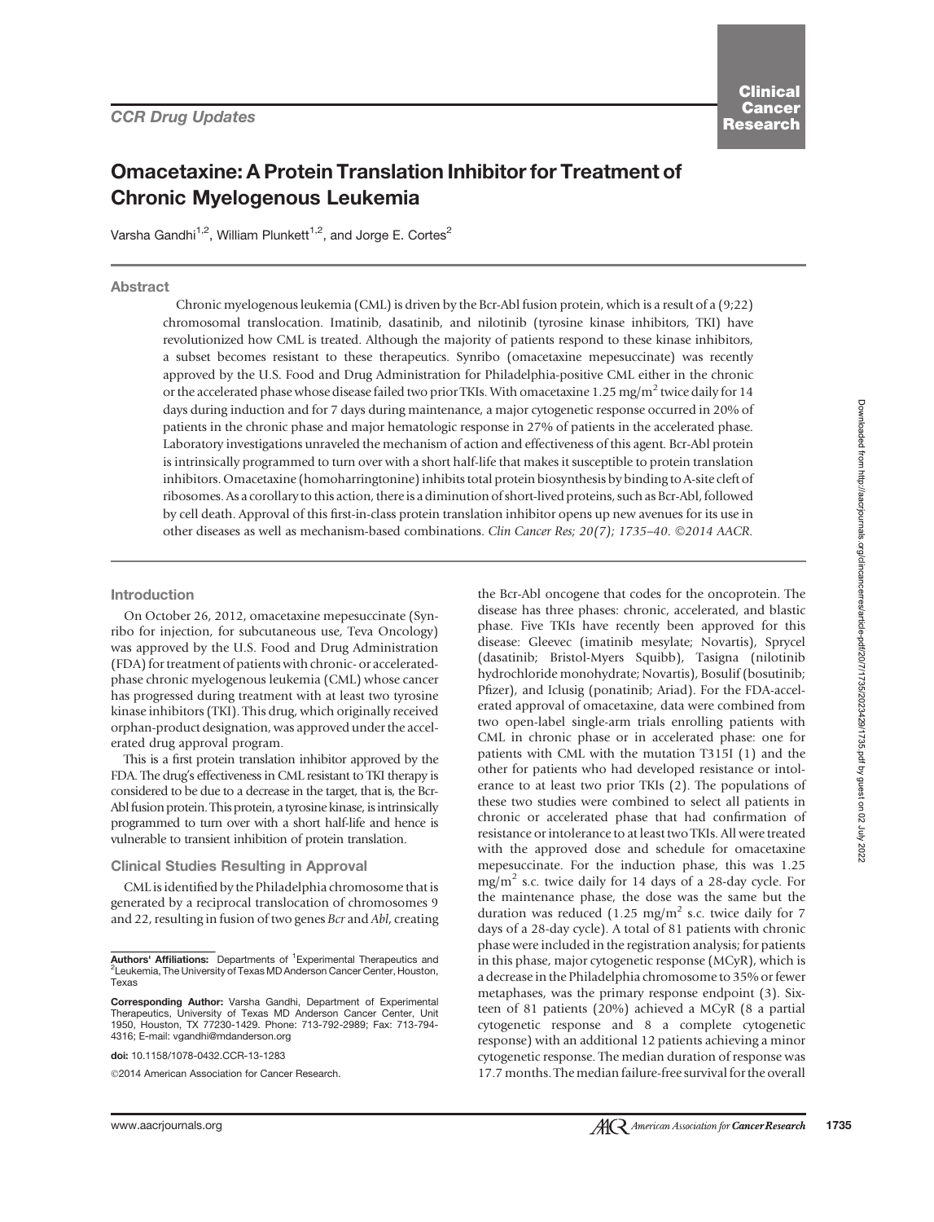*CCR Drug Updates*

# Omacetaxine: A Protein Translation Inhibitor for Treatment of Chronic Myelogenous Leukemia

Varsha Gandhi[1,2], William Plunkett[1,2], and Jorge E. Cortes[2]

## Abstract

Chronic myelogenous leukemia (CML) is driven by the Bcr-Abl fusion protein, which is a result of a (9;22) chromosomal translocation. Imatinib, dasatinib, and nilotinib (tyrosine kinase inhibitors, TKI) have revolutionized how CML is treated. Although the majority of patients respond to these kinase inhibitors, a subset becomes resistant to these therapeutics. Synribo (omacetaxine mepesuccinate) was recently approved by the U.S. Food and Drug Administration for Philadelphia-positive CML either in the chronic or the accelerated phase whose disease failed two prior TKIs. With omacetaxine 1.25 mg/m$^2$ twice daily for 14 days during induction and for 7 days during maintenance, a major cytogenetic response occurred in 20% of patients in the chronic phase and major hematologic response in 27% of patients in the accelerated phase. Laboratory investigations unraveled the mechanism of action and effectiveness of this agent. Bcr-Abl protein is intrinsically programmed to turn over with a short half-life that makes it susceptible to protein translation inhibitors. Omacetaxine (homoharringtonine) inhibits total protein biosynthesis by binding to A-site cleft of ribosomes. As a corollary to this action, there is a diminution of short-lived proteins, such as Bcr-Abl, followed by cell death. Approval of this first-in-class protein translation inhibitor opens up new avenues for its use in other diseases as well as mechanism-based combinations. *Clin Cancer Res; 20(7); 1735–40. ©2014 AACR.*

## Introduction

On October 26, 2012, omacetaxine mepesuccinate (Synribo for injection, for subcutaneous use, Teva Oncology) was approved by the U.S. Food and Drug Administration (FDA) for treatment of patients with chronic- or accelerated-phase chronic myelogenous leukemia (CML) whose cancer has progressed during treatment with at least two tyrosine kinase inhibitors (TKI). This drug, which originally received orphan-product designation, was approved under the accelerated drug approval program.

This is a first protein translation inhibitor approved by the FDA. The drug's effectiveness in CML resistant to TKI therapy is considered to be due to a decrease in the target, that is, the Bcr-Abl fusion protein. This protein, a tyrosine kinase, is intrinsically programmed to turn over with a short half-life and hence is vulnerable to transient inhibition of protein translation.

### Clinical Studies Resulting in Approval

CML is identified by the Philadelphia chromosome that is generated by a reciprocal translocation of chromosomes 9 and 22, resulting in fusion of two genes *Bcr* and *Abl*, creating the Bcr-Abl oncogene that codes for the oncoprotein. The disease has three phases: chronic, accelerated, and blastic phase. Five TKIs have recently been approved for this disease: Gleevec (imatinib mesylate; Novartis), Sprycel (dasatinib; Bristol-Myers Squibb), Tasigna (nilotinib hydrochloride monohydrate; Novartis), Bosulif (bosutinib; Pfizer), and Iclusig (ponatinib; Ariad). For the FDA-accelerated approval of omacetaxine, data were combined from two open-label single-arm trials enrolling patients with CML in chronic phase or in accelerated phase: one for patients with CML with the mutation T315I (1) and the other for patients who had developed resistance or intolerance to at least two prior TKIs (2). The populations of these two studies were combined to select all patients in chronic or accelerated phase that had confirmation of resistance or intolerance to at least two TKIs. All were treated with the approved dose and schedule for omacetaxine mepesuccinate. For the induction phase, this was 1.25 mg/m$^2$ s.c. twice daily for 14 days of a 28-day cycle. For the maintenance phase, the dose was the same but the duration was reduced (1.25 mg/m$^2$ s.c. twice daily for 7 days of a 28-day cycle). A total of 81 patients with chronic phase were included in the registration analysis; for patients in this phase, major cytogenetic response (MCyR), which is a decrease in the Philadelphia chromosome to 35% or fewer metaphases, was the primary response endpoint (3). Sixteen of 81 patients (20%) achieved a MCyR (8 a partial cytogenetic response and 8 a complete cytogenetic response) with an additional 12 patients achieving a minor cytogenetic response. The median duration of response was 17.7 months. The median failure-free survival for the overall

---

**Authors' Affiliations:** Departments of [1]Experimental Therapeutics and [2]Leukemia, The University of Texas MD Anderson Cancer Center, Houston, Texas

**Corresponding Author:** Varsha Gandhi, Department of Experimental Therapeutics, University of Texas MD Anderson Cancer Center, Unit 1950, Houston, TX 77230-1429. Phone: 713-792-2989; Fax: 713-794-4316; E-mail: vgandhi@mdanderson.org

**doi:** 10.1158/1078-0432.CCR-13-1283

©2014 American Association for Cancer Research.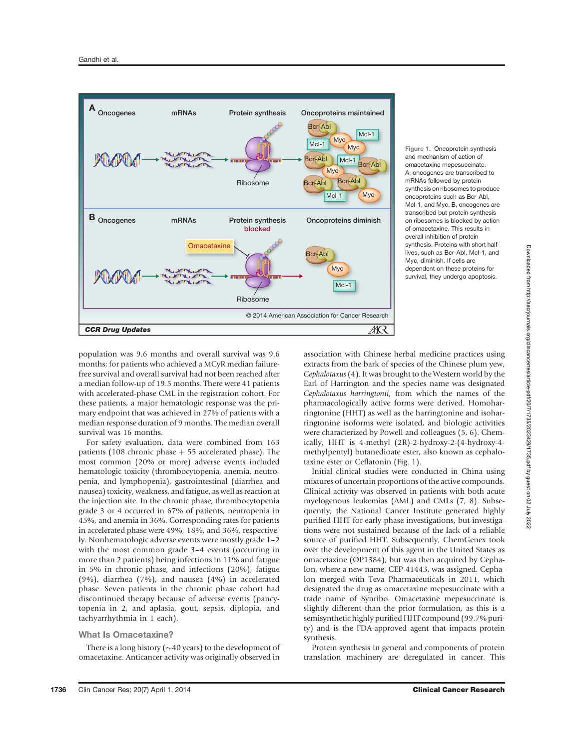Figure 1. Oncoprotein synthesis and mechanism of action of omacetaxine mepesuccinate. A, oncogenes are transcribed to mRNAs followed by protein synthesis on ribosomes to produce oncoproteins such as Bcr-Abl, Mcl-1, and Myc. B, oncogenes are transcribed but protein synthesis on ribosomes is blocked by action of omacetaxine. This results in overall inhibition of protein synthesis. Proteins with short half-lives, such as Bcr-Abl, Mcl-1, and Myc, diminish. If cells are dependent on these proteins for survival, they undergo apoptosis.

population was 9.6 months and overall survival was 9.6 months; for patients who achieved a MCyR median failure-free survival and overall survival had not been reached after a median follow-up of 19.5 months. There were 41 patients with accelerated-phase CML in the registration cohort. For these patients, a major hematologic response was the primary endpoint that was achieved in 27% of patients with a median response duration of 9 months. The median overall survival was 16 months.

For safety evaluation, data were combined from 163 patients (108 chronic phase + 55 accelerated phase). The most common (20% or more) adverse events included hematologic toxicity (thrombocytopenia, anemia, neutropenia, and lymphopenia), gastrointestinal (diarrhea and nausea) toxicity, weakness, and fatigue, as well as reaction at the injection site. In the chronic phase, thrombocytopenia grade 3 or 4 occurred in 67% of patients, neutropenia in 45%, and anemia in 36%. Corresponding rates for patients in accelerated phase were 49%, 18%, and 36%, respectively. Nonhematologic adverse events were mostly grade 1–2 with the most common grade 3–4 events (occurring in more than 2 patients) being infections in 11% and fatigue in 5% in chronic phase, and infections (20%), fatigue (9%), diarrhea (7%), and nausea (4%) in accelerated phase. Seven patients in the chronic phase cohort had discontinued therapy because of adverse events (pancytopenia in 2, and aplasia, gout, sepsis, diplopia, and tachyarrhythmia in 1 each).

## What Is Omacetaxine?

There is a long history (~40 years) to the development of omacetaxine. Anticancer activity was originally observed in association with Chinese herbal medicine practices using extracts from the bark of species of the Chinese plum yew, *Cephalotaxus* (4). It was brought to the Western world by the Earl of Harrington and the species name was designated *Cephalotaxus harringtonii*, from which the names of the pharmacologically active forms were derived. Homoharringtonine (HHT) as well as the harringtonine and isoharringtonine isoforms were isolated, but biologic activities were characterized by Powell and colleagues (5, 6). Chemically, HHT is 4-methyl (2R)-2-hydroxy-2-(4-hydroxy-4-methylpentyl) butanedioate ester, also known as cephalotaxine ester or Ceflatonin (Fig. 1).

Initial clinical studies were conducted in China using mixtures of uncertain proportions of the active compounds. Clinical activity was observed in patients with both acute myelogenous leukemias (AML) and CMLs (7, 8). Subsequently, the National Cancer Institute generated highly purified HHT for early-phase investigations, but investigations were not sustained because of the lack of a reliable source of purified HHT. Subsequently, ChemGenex took over the development of this agent in the United States as omacetaxine (OP1384), but was then acquired by Cephalon, where a new name, CEP-41443, was assigned. Cephalon merged with Teva Pharmaceuticals in 2011, which designated the drug as omacetaxine mepesuccinate with a trade name of Synribo. Omacetaxine mepesuccinate is slightly different than the prior formulation, as this is a semisynthetic highly purified HHT compound (99.7% purity) and is the FDA-approved agent that impacts protein synthesis.

Protein synthesis in general and components of protein translation machinery are deregulated in cancer. This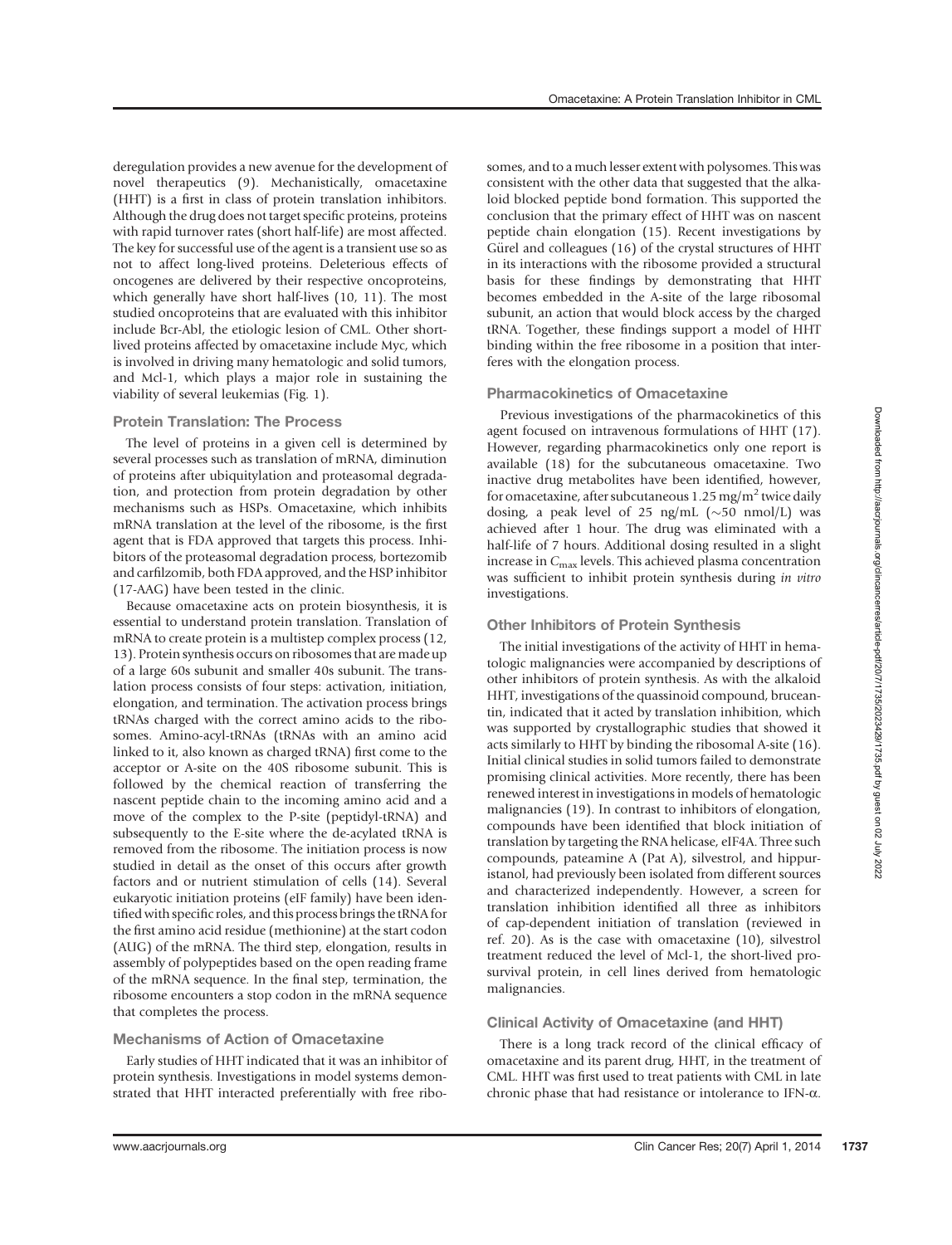deregulation provides a new avenue for the development of novel therapeutics (9). Mechanistically, omacetaxine (HHT) is a first in class of protein translation inhibitors. Although the drug does not target specific proteins, proteins with rapid turnover rates (short half-life) are most affected. The key for successful use of the agent is a transient use so as not to affect long-lived proteins. Deleterious effects of oncogenes are delivered by their respective oncoproteins, which generally have short half-lives (10, 11). The most studied oncoproteins that are evaluated with this inhibitor include Bcr-Abl, the etiologic lesion of CML. Other short-lived proteins affected by omacetaxine include Myc, which is involved in driving many hematologic and solid tumors, and Mcl-1, which plays a major role in sustaining the viability of several leukemias (Fig. 1).

### Protein Translation: The Process

The level of proteins in a given cell is determined by several processes such as translation of mRNA, diminution of proteins after ubiquitylation and proteasomal degradation, and protection from protein degradation by other mechanisms such as HSPs. Omacetaxine, which inhibits mRNA translation at the level of the ribosome, is the first agent that is FDA approved that targets this process. Inhibitors of the proteasomal degradation process, bortezomib and carfilzomib, both FDA approved, and the HSP inhibitor (17-AAG) have been tested in the clinic.

Because omacetaxine acts on protein biosynthesis, it is essential to understand protein translation. Translation of mRNA to create protein is a multistep complex process (12, 13). Protein synthesis occurs on ribosomes that are made up of a large 60s subunit and smaller 40s subunit. The translation process consists of four steps: activation, initiation, elongation, and termination. The activation process brings tRNAs charged with the correct amino acids to the ribosomes. Amino-acyl-tRNAs (tRNAs with an amino acid linked to it, also known as charged tRNA) first come to the acceptor or A-site on the 40S ribosome subunit. This is followed by the chemical reaction of transferring the nascent peptide chain to the incoming amino acid and a move of the complex to the P-site (peptidyl-tRNA) and subsequently to the E-site where the de-acylated tRNA is removed from the ribosome. The initiation process is now studied in detail as the onset of this occurs after growth factors and or nutrient stimulation of cells (14). Several eukaryotic initiation proteins (eIF family) have been identified with specific roles, and this process brings the tRNA for the first amino acid residue (methionine) at the start codon (AUG) of the mRNA. The third step, elongation, results in assembly of polypeptides based on the open reading frame of the mRNA sequence. In the final step, termination, the ribosome encounters a stop codon in the mRNA sequence that completes the process.

### Mechanisms of Action of Omacetaxine

Early studies of HHT indicated that it was an inhibitor of protein synthesis. Investigations in model systems demonstrated that HHT interacted preferentially with free ribosomes, and to a much lesser extent with polysomes. This was consistent with the other data that suggested that the alkaloid blocked peptide bond formation. This supported the conclusion that the primary effect of HHT was on nascent peptide chain elongation (15). Recent investigations by Gürel and colleagues (16) of the crystal structures of HHT in its interactions with the ribosome provided a structural basis for these findings by demonstrating that HHT becomes embedded in the A-site of the large ribosomal subunit, an action that would block access by the charged tRNA. Together, these findings support a model of HHT binding within the free ribosome in a position that interferes with the elongation process.

### Pharmacokinetics of Omacetaxine

Previous investigations of the pharmacokinetics of this agent focused on intravenous formulations of HHT (17). However, regarding pharmacokinetics only one report is available (18) for the subcutaneous omacetaxine. Two inactive drug metabolites have been identified, however, for omacetaxine, after subcutaneous 1.25 mg/m$^2$ twice daily dosing, a peak level of 25 ng/mL (~50 nmol/L) was achieved after 1 hour. The drug was eliminated with a half-life of 7 hours. Additional dosing resulted in a slight increase in $C_{max}$ levels. This achieved plasma concentration was sufficient to inhibit protein synthesis during *in vitro* investigations.

### Other Inhibitors of Protein Synthesis

The initial investigations of the activity of HHT in hematologic malignancies were accompanied by descriptions of other inhibitors of protein synthesis. As with the alkaloid HHT, investigations of the quassinoid compound, bruceantin, indicated that it acted by translation inhibition, which was supported by crystallographic studies that showed it acts similarly to HHT by binding the ribosomal A-site (16). Initial clinical studies in solid tumors failed to demonstrate promising clinical activities. More recently, there has been renewed interest in investigations in models of hematologic malignancies (19). In contrast to inhibitors of elongation, compounds have been identified that block initiation of translation by targeting the RNA helicase, eIF4A. Three such compounds, pateamine A (Pat A), silvestrol, and hippuristanol, had previously been isolated from different sources and characterized independently. However, a screen for translation inhibition identified all three as inhibitors of cap-dependent initiation of translation (reviewed in ref. 20). As is the case with omacetaxine (10), silvestrol treatment reduced the level of Mcl-1, the short-lived prosurvival protein, in cell lines derived from hematologic malignancies.

### Clinical Activity of Omacetaxine (and HHT)

There is a long track record of the clinical efficacy of omacetaxine and its parent drug, HHT, in the treatment of CML. HHT was first used to treat patients with CML in late chronic phase that had resistance or intolerance to IFN-α.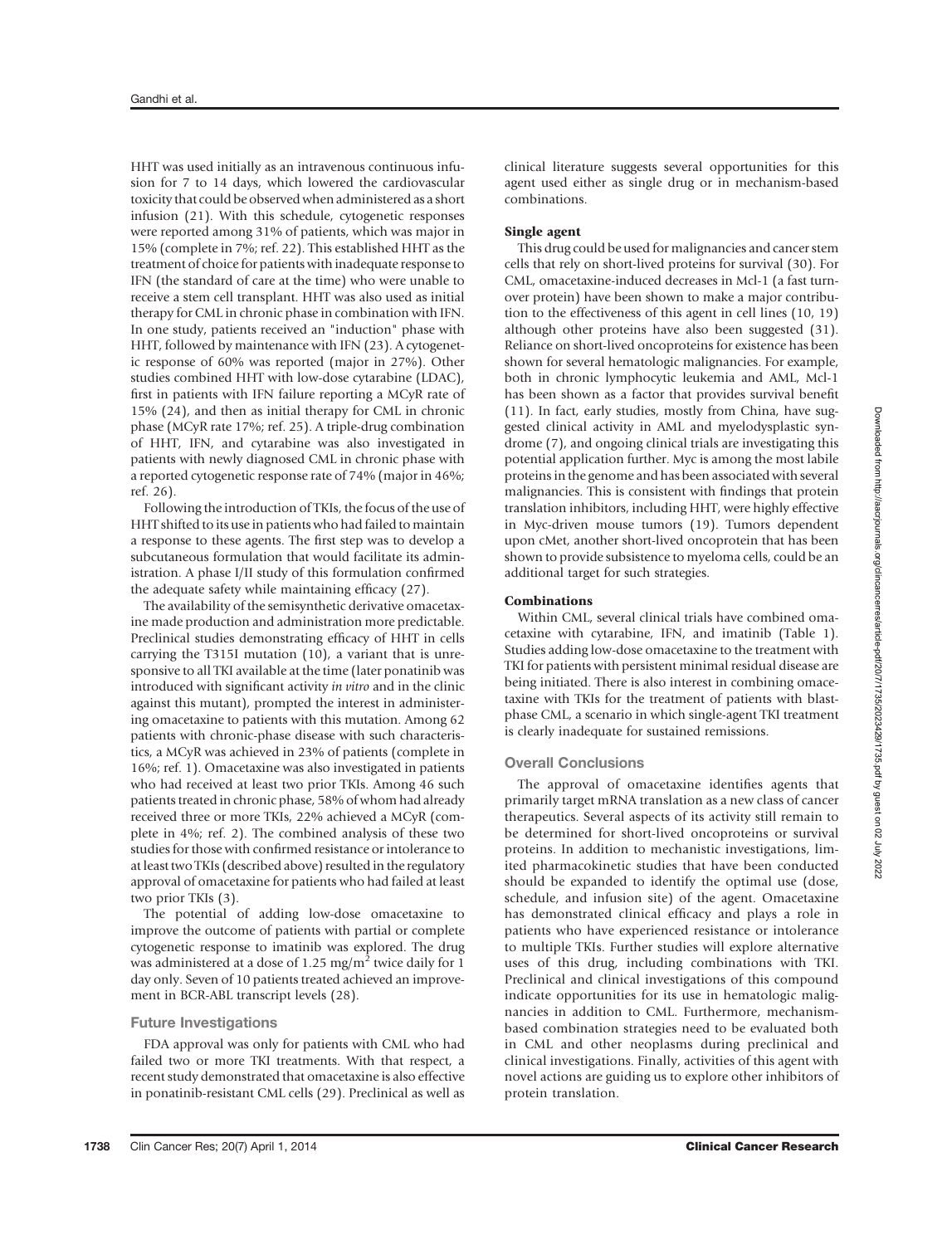HHT was used initially as an intravenous continuous infusion for 7 to 14 days, which lowered the cardiovascular toxicity that could be observed when administered as a short infusion (21). With this schedule, cytogenetic responses were reported among 31% of patients, which was major in 15% (complete in 7%; ref. 22). This established HHT as the treatment of choice for patients with inadequate response to IFN (the standard of care at the time) who were unable to receive a stem cell transplant. HHT was also used as initial therapy for CML in chronic phase in combination with IFN. In one study, patients received an "induction" phase with HHT, followed by maintenance with IFN (23). A cytogenetic response of 60% was reported (major in 27%). Other studies combined HHT with low-dose cytarabine (LDAC), first in patients with IFN failure reporting a MCyR rate of 15% (24), and then as initial therapy for CML in chronic phase (MCyR rate 17%; ref. 25). A triple-drug combination of HHT, IFN, and cytarabine was also investigated in patients with newly diagnosed CML in chronic phase with a reported cytogenetic response rate of 74% (major in 46%; ref. 26).

Following the introduction of TKIs, the focus of the use of HHT shifted to its use in patients who had failed to maintain a response to these agents. The first step was to develop a subcutaneous formulation that would facilitate its administration. A phase I/II study of this formulation confirmed the adequate safety while maintaining efficacy (27).

The availability of the semisynthetic derivative omacetaxine made production and administration more predictable. Preclinical studies demonstrating efficacy of HHT in cells carrying the T315I mutation (10), a variant that is unresponsive to all TKI available at the time (later ponatinib was introduced with significant activity *in vitro* and in the clinic against this mutant), prompted the interest in administering omacetaxine to patients with this mutation. Among 62 patients with chronic-phase disease with such characteristics, a MCyR was achieved in 23% of patients (complete in 16%; ref. 1). Omacetaxine was also investigated in patients who had received at least two prior TKIs. Among 46 such patients treated in chronic phase, 58% of whom had already received three or more TKIs, 22% achieved a MCyR (complete in 4%; ref. 2). The combined analysis of these two studies for those with confirmed resistance or intolerance to at least two TKIs (described above) resulted in the regulatory approval of omacetaxine for patients who had failed at least two prior TKIs (3).

The potential of adding low-dose omacetaxine to improve the outcome of patients with partial or complete cytogenetic response to imatinib was explored. The drug was administered at a dose of 1.25 mg/m$^2$ twice daily for 1 day only. Seven of 10 patients treated achieved an improvement in BCR-ABL transcript levels (28).

## Future Investigations

FDA approval was only for patients with CML who had failed two or more TKI treatments. With that respect, a recent study demonstrated that omacetaxine is also effective in ponatinib-resistant CML cells (29). Preclinical as well as clinical literature suggests several opportunities for this agent used either as single drug or in mechanism-based combinations.

### Single agent

This drug could be used for malignancies and cancer stem cells that rely on short-lived proteins for survival (30). For CML, omacetaxine-induced decreases in Mcl-1 (a fast turnover protein) have been shown to make a major contribution to the effectiveness of this agent in cell lines (10, 19) although other proteins have also been suggested (31). Reliance on short-lived oncoproteins for existence has been shown for several hematologic malignancies. For example, both in chronic lymphocytic leukemia and AML, Mcl-1 has been shown as a factor that provides survival benefit (11). In fact, early studies, mostly from China, have suggested clinical activity in AML and myelodysplastic syndrome (7), and ongoing clinical trials are investigating this potential application further. Myc is among the most labile proteins in the genome and has been associated with several malignancies. This is consistent with findings that protein translation inhibitors, including HHT, were highly effective in Myc-driven mouse tumors (19). Tumors dependent upon cMet, another short-lived oncoprotein that has been shown to provide subsistence to myeloma cells, could be an additional target for such strategies.

### Combinations

Within CML, several clinical trials have combined omacetaxine with cytarabine, IFN, and imatinib (Table 1). Studies adding low-dose omacetaxine to the treatment with TKI for patients with persistent minimal residual disease are being initiated. There is also interest in combining omacetaxine with TKIs for the treatment of patients with blast-phase CML, a scenario in which single-agent TKI treatment is clearly inadequate for sustained remissions.

## Overall Conclusions

The approval of omacetaxine identifies agents that primarily target mRNA translation as a new class of cancer therapeutics. Several aspects of its activity still remain to be determined for short-lived oncoproteins or survival proteins. In addition to mechanistic investigations, limited pharmacokinetic studies that have been conducted should be expanded to identify the optimal use (dose, schedule, and infusion site) of the agent. Omacetaxine has demonstrated clinical efficacy and plays a role in patients who have experienced resistance or intolerance to multiple TKIs. Further studies will explore alternative uses of this drug, including combinations with TKI. Preclinical and clinical investigations of this compound indicate opportunities for its use in hematologic malignancies in addition to CML. Furthermore, mechanism-based combination strategies need to be evaluated both in CML and other neoplasms during preclinical and clinical investigations. Finally, activities of this agent with novel actions are guiding us to explore other inhibitors of protein translation.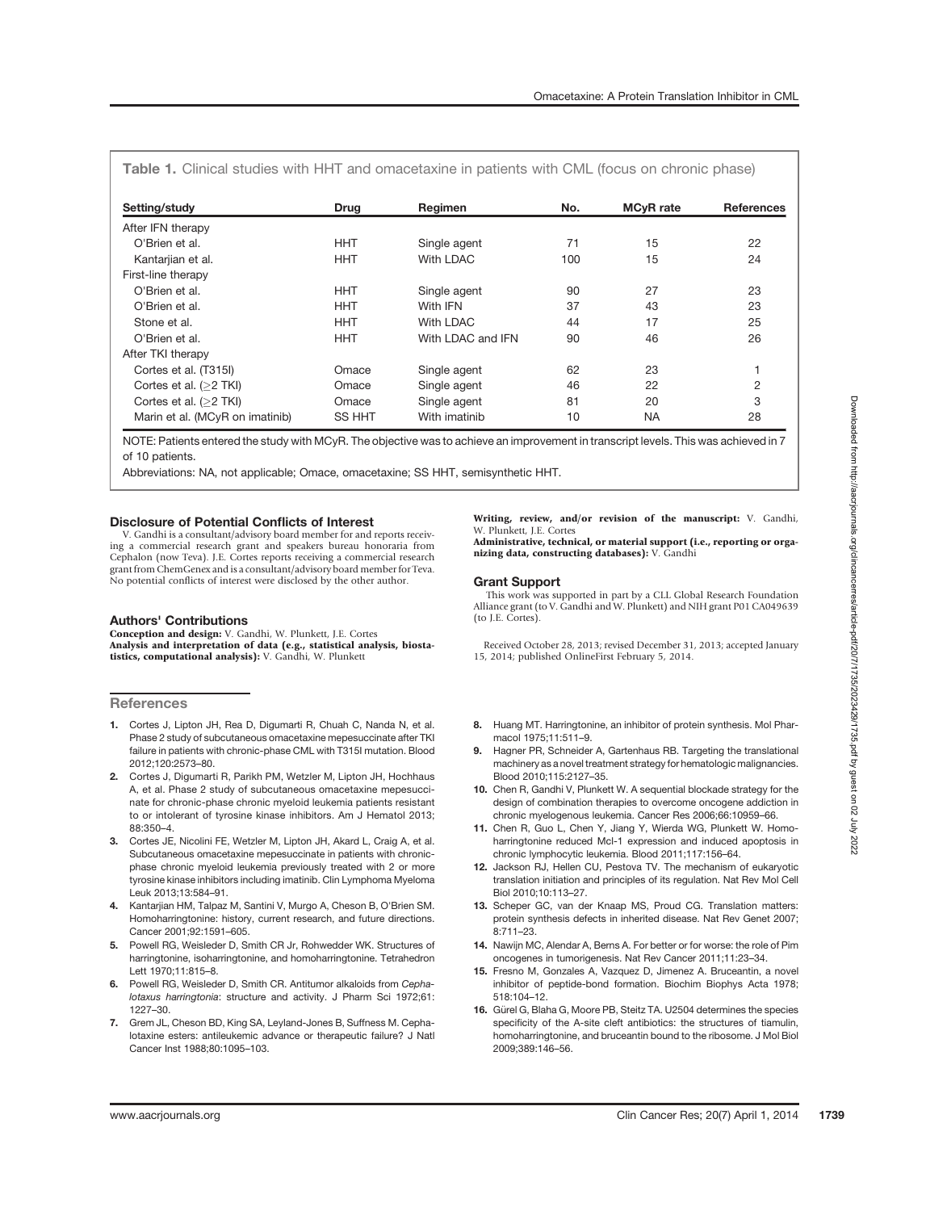**Table 1.** Clinical studies with HHT and omacetaxine in patients with CML (focus on chronic phase)

| Setting/study | Drug | Regimen | No. | MCyR rate | References |
|---|---|---|---|---|---|
| After IFN therapy | | | | | |
| O'Brien et al. | HHT | Single agent | 71 | 15 | 22 |
| Kantarjian et al. | HHT | With LDAC | 100 | 15 | 24 |
| First-line therapy | | | | | |
| O'Brien et al. | HHT | Single agent | 90 | 27 | 23 |
| O'Brien et al. | HHT | With IFN | 37 | 43 | 23 |
| Stone et al. | HHT | With LDAC | 44 | 17 | 25 |
| O'Brien et al. | HHT | With LDAC and IFN | 90 | 46 | 26 |
| After TKI therapy | | | | | |
| Cortes et al. (T315I) | Omace | Single agent | 62 | 23 | 1 |
| Cortes et al. (≥2 TKI) | Omace | Single agent | 46 | 22 | 2 |
| Cortes et al. (≥2 TKI) | Omace | Single agent | 81 | 20 | 3 |
| Marin et al. (MCyR on imatinib) | SS HHT | With imatinib | 10 | NA | 28 |

NOTE: Patients entered the study with MCyR. The objective was to achieve an improvement in transcript levels. This was achieved in 7 of 10 patients.

Abbreviations: NA, not applicable; Omace, omacetaxine; SS HHT, semisynthetic HHT.

### Disclosure of Potential Conflicts of Interest

V. Gandhi is a consultant/advisory board member for and reports receiving a commercial research grant and speakers bureau honoraria from Cephalon (now Teva). J.E. Cortes reports receiving a commercial research grant from ChemGenex and is a consultant/advisory board member for Teva. No potential conflicts of interest were disclosed by the other author.

### Authors' Contributions

**Conception and design:** V. Gandhi, W. Plunkett, J.E. Cortes
**Analysis and interpretation of data (e.g., statistical analysis, biostatistics, computational analysis):** V. Gandhi, W. Plunkett
**Writing, review, and/or revision of the manuscript:** V. Gandhi, W. Plunkett, J.E. Cortes
**Administrative, technical, or material support (i.e., reporting or organizing data, constructing databases):** V. Gandhi

### Grant Support

This work was supported in part by a CLL Global Research Foundation Alliance grant (to V. Gandhi and W. Plunkett) and NIH grant P01 CA049639 (to J.E. Cortes).

Received October 28, 2013; revised December 31, 2013; accepted January 15, 2014; published OnlineFirst February 5, 2014.

## References

1. Cortes J, Lipton JH, Rea D, Digumarti R, Chuah C, Nanda N, et al. Phase 2 study of subcutaneous omacetaxine mepesuccinate after TKI failure in patients with chronic-phase CML with T315I mutation. Blood 2012;120:2573–80.
2. Cortes J, Digumarti R, Parikh PM, Wetzler M, Lipton JH, Hochhaus A, et al. Phase 2 study of subcutaneous omacetaxine mepesuccinate for chronic-phase chronic myeloid leukemia patients resistant to or intolerant of tyrosine kinase inhibitors. Am J Hematol 2013; 88:350–4.
3. Cortes JE, Nicolini FE, Wetzler M, Lipton JH, Akard L, Craig A, et al. Subcutaneous omacetaxine mepesuccinate in patients with chronic-phase chronic myeloid leukemia previously treated with 2 or more tyrosine kinase inhibitors including imatinib. Clin Lymphoma Myeloma Leuk 2013;13:584–91.
4. Kantarjian HM, Talpaz M, Santini V, Murgo A, Cheson B, O'Brien SM. Homoharringtonine: history, current research, and future directions. Cancer 2001;92:1591–605.
5. Powell RG, Weisleder D, Smith CR Jr, Rohwedder WK. Structures of harringtonine, isoharringtonine, and homoharringtonine. Tetrahedron Lett 1970;11:815–8.
6. Powell RG, Weisleder D, Smith CR. Antitumor alkaloids from *Cephalotaxus harringtonia*: structure and activity. J Pharm Sci 1972;61: 1227–30.
7. Grem JL, Cheson BD, King SA, Leyland-Jones B, Suffness M. Cephalotaxine esters: antileukemic advance or therapeutic failure? J Natl Cancer Inst 1988;80:1095–103.
8. Huang MT. Harringtonine, an inhibitor of protein synthesis. Mol Pharmacol 1975;11:511–9.
9. Hagner PR, Schneider A, Gartenhaus RB. Targeting the translational machinery as a novel treatment strategy for hematologic malignancies. Blood 2010;115:2127–35.
10. Chen R, Gandhi V, Plunkett W. A sequential blockade strategy for the design of combination therapies to overcome oncogene addiction in chronic myelogenous leukemia. Cancer Res 2006;66:10959–66.
11. Chen R, Guo L, Chen Y, Jiang Y, Wierda WG, Plunkett W. Homoharringtonine reduced Mcl-1 expression and induced apoptosis in chronic lymphocytic leukemia. Blood 2011;117:156–64.
12. Jackson RJ, Hellen CU, Pestova TV. The mechanism of eukaryotic translation initiation and principles of its regulation. Nat Rev Mol Cell Biol 2010;10:113–27.
13. Scheper GC, van der Knaap MS, Proud CG. Translation matters: protein synthesis defects in inherited disease. Nat Rev Genet 2007; 8:711–23.
14. Nawijn MC, Alendar A, Berns A. For better or for worse: the role of Pim oncogenes in tumorigenesis. Nat Rev Cancer 2011;11:23–34.
15. Fresno M, Gonzales A, Vazquez D, Jimenez A. Bruceantin, a novel inhibitor of peptide-bond formation. Biochim Biophys Acta 1978; 518:104–12.
16. Gürel G, Blaha G, Moore PB, Steitz TA. U2504 determines the species specificity of the A-site cleft antibiotics: the structures of tiamulin, homoharringtonine, and bruceantin bound to the ribosome. J Mol Biol 2009;389:146–56.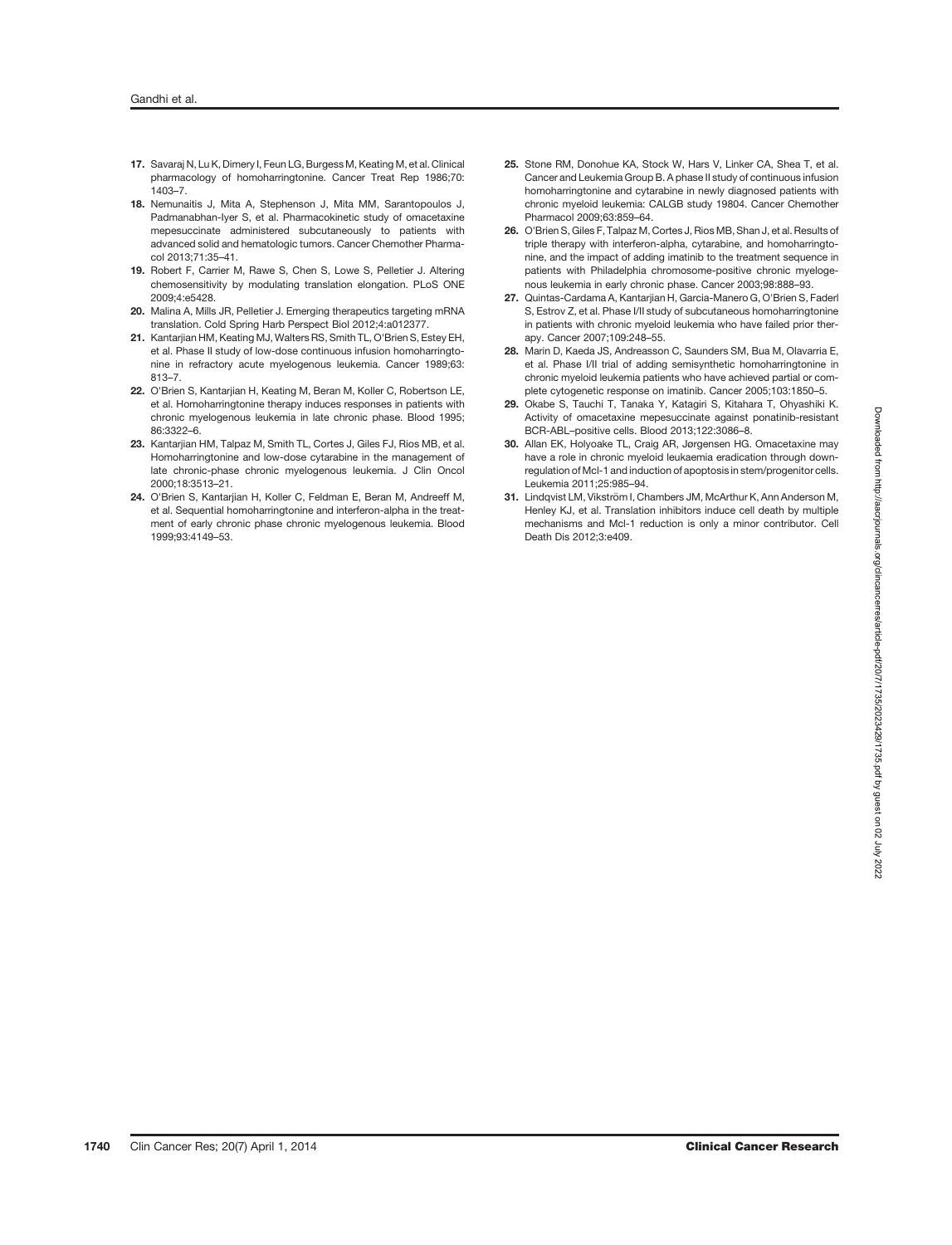17. Savaraj N, Lu K, Dimery I, Feun LG, Burgess M, Keating M, et al. Clinical pharmacology of homoharringtonine. Cancer Treat Rep 1986;70: 1403–7.
18. Nemunaitis J, Mita A, Stephenson J, Mita MM, Sarantopoulos J, Padmanabhan-Iyer S, et al. Pharmacokinetic study of omacetaxine mepesuccinate administered subcutaneously to patients with advanced solid and hematologic tumors. Cancer Chemother Pharmacol 2013;71:35–41.
19. Robert F, Carrier M, Rawe S, Chen S, Lowe S, Pelletier J. Altering chemosensitivity by modulating translation elongation. PLoS ONE 2009;4:e5428.
20. Malina A, Mills JR, Pelletier J. Emerging therapeutics targeting mRNA translation. Cold Spring Harb Perspect Biol 2012;4:a012377.
21. Kantarjian HM, Keating MJ, Walters RS, Smith TL, O'Brien S, Estey EH, et al. Phase II study of low-dose continuous infusion homoharringtonine in refractory acute myelogenous leukemia. Cancer 1989;63: 813–7.
22. O'Brien S, Kantarjian H, Keating M, Beran M, Koller C, Robertson LE, et al. Homoharringtonine therapy induces responses in patients with chronic myelogenous leukemia in late chronic phase. Blood 1995; 86:3322–6.
23. Kantarjian HM, Talpaz M, Smith TL, Cortes J, Giles FJ, Rios MB, et al. Homoharringtonine and low-dose cytarabine in the management of late chronic-phase chronic myelogenous leukemia. J Clin Oncol 2000;18:3513–21.
24. O'Brien S, Kantarjian H, Koller C, Feldman E, Beran M, Andreeff M, et al. Sequential homoharringtonine and interferon-alpha in the treatment of early chronic phase chronic myelogenous leukemia. Blood 1999;93:4149–53.
25. Stone RM, Donohue KA, Stock W, Hars V, Linker CA, Shea T, et al. Cancer and Leukemia Group B. A phase II study of continuous infusion homoharringtonine and cytarabine in newly diagnosed patients with chronic myeloid leukemia: CALGB study 19804. Cancer Chemother Pharmacol 2009;63:859–64.
26. O'Brien S, Giles F, Talpaz M, Cortes J, Rios MB, Shan J, et al. Results of triple therapy with interferon-alpha, cytarabine, and homoharringtonine, and the impact of adding imatinib to the treatment sequence in patients with Philadelphia chromosome-positive chronic myelogenous leukemia in early chronic phase. Cancer 2003;98:888–93.
27. Quintas-Cardama A, Kantarjian H, Garcia-Manero G, O'Brien S, Faderl S, Estrov Z, et al. Phase I/II study of subcutaneous homoharringtonine in patients with chronic myeloid leukemia who have failed prior therapy. Cancer 2007;109:248–55.
28. Marin D, Kaeda JS, Andreasson C, Saunders SM, Bua M, Olavarria E, et al. Phase I/II trial of adding semisynthetic homoharringtonine in chronic myeloid leukemia patients who have achieved partial or complete cytogenetic response on imatinib. Cancer 2005;103:1850–5.
29. Okabe S, Tauchi T, Tanaka Y, Katagiri S, Kitahara T, Ohyashiki K. Activity of omacetaxine mepesuccinate against ponatinib-resistant BCR-ABL–positive cells. Blood 2013;122:3086–8.
30. Allan EK, Holyoake TL, Craig AR, Jørgensen HG. Omacetaxine may have a role in chronic myeloid leukaemia eradication through downregulation of Mcl-1 and induction of apoptosis in stem/progenitor cells. Leukemia 2011;25:985–94.
31. Lindqvist LM, Vikström I, Chambers JM, McArthur K, Ann Anderson M, Henley KJ, et al. Translation inhibitors induce cell death by multiple mechanisms and Mcl-1 reduction is only a minor contributor. Cell Death Dis 2012;3:e409.